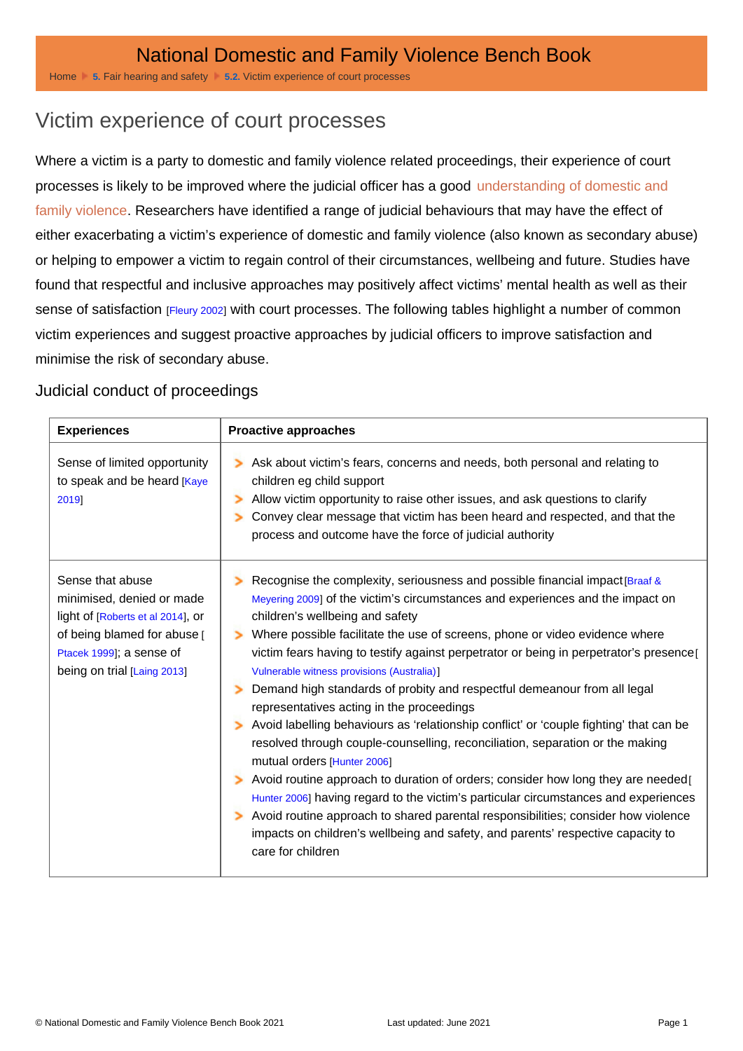# National Domestic and Family Violence Bench Book

Home ▸ 5. Fair hearing and safety ▸ 5.2. Victim experience of court processes

## Victim experience of court processes

Where a victim is a party to domestic and family violence related proceedings, their experience of court processes is likely to be improved where the judicial officer has a good understanding of domestic and family violence. Researchers have identified a range of judicial behaviours that may have the effect of either exacerbating a victim's experience of domestic and family violence (also known as secondary abuse) or helping to empower a victim to regain control of their circumstances, wellbeing and future. Studies have found that respectful and inclusive approaches may positively affect victims' mental health as well as their sense of satisfaction [Fleury 2002] with court processes. The following tables highlight a number of common victim experiences and suggest proactive approaches by judicial officers to improve satisfaction and minimise the risk of secondary abuse.

### Judicial conduct of proceedings

| Experiences | Proactive approaches |
|---|---|
| Sense of limited opportunity to speak and be heard [Kaye 2019] | - Ask about victim's fears, concerns and needs, both personal and relating to children eg child support<br>- Allow victim opportunity to raise other issues, and ask questions to clarify<br>- Convey clear message that victim has been heard and respected, and that the process and outcome have the force of judicial authority |
| Sense that abuse minimised, denied or made light of [Roberts et al 2014], or of being blamed for abuse [Ptacek 1999]; a sense of being on trial [Laing 2013] | - Recognise the complexity, seriousness and possible financial impact [Braaf & Meyering 2009] of the victim's circumstances and experiences and the impact on children's wellbeing and safety<br>- Where possible facilitate the use of screens, phone or video evidence where victim fears having to testify against perpetrator or being in perpetrator's presence [Vulnerable witness provisions (Australia)]<br>- Demand high standards of probity and respectful demeanour from all legal representatives acting in the proceedings<br>- Avoid labelling behaviours as 'relationship conflict' or 'couple fighting' that can be resolved through couple-counselling, reconciliation, separation or the making mutual orders [Hunter 2006]<br>- Avoid routine approach to duration of orders; consider how long they are needed [Hunter 2006] having regard to the victim's particular circumstances and experiences<br>- Avoid routine approach to shared parental responsibilities; consider how violence impacts on children's wellbeing and safety, and parents' respective capacity to care for children |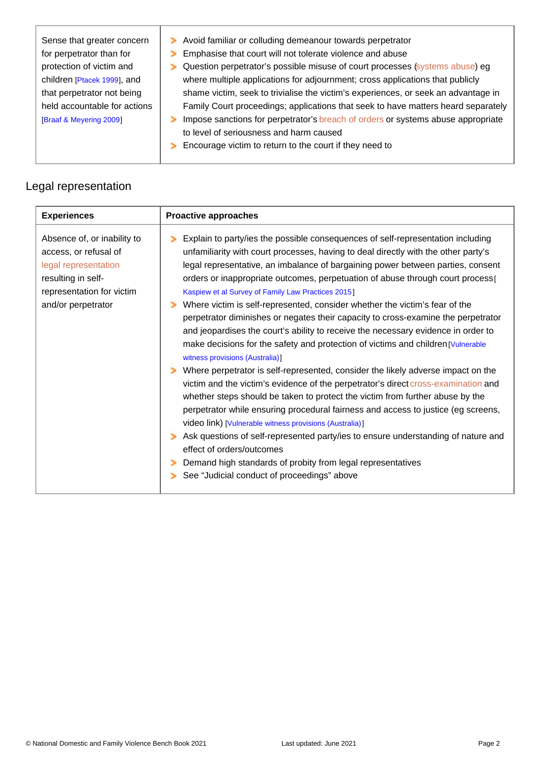| | |
|---|---|
| Sense that greater concern for perpetrator than for protection of victim and children [Ptacek 1999], and that perpetrator not being held accountable for actions [Braaf & Meyering 2009] | • Avoid familiar or colluding demeanour towards perpetrator<br>• Emphasise that court will not tolerate violence and abuse<br>• Question perpetrator's possible misuse of court processes (systems abuse) eg where multiple applications for adjournment; cross applications that publicly shame victim, seek to trivialise the victim's experiences, or seek an advantage in Family Court proceedings; applications that seek to have matters heard separately<br>• Impose sanctions for perpetrator's breach of orders or systems abuse appropriate to level of seriousness and harm caused<br>• Encourage victim to return to the court if they need to |

## Legal representation

| Experiences | Proactive approaches |
|---|---|
| Absence of, or inability to access, or refusal of legal representation resulting in self-representation for victim and/or perpetrator | • Explain to party/ies the possible consequences of self-representation including unfamiliarity with court processes, having to deal directly with the other party's legal representative, an imbalance of bargaining power between parties, consent orders or inappropriate outcomes, perpetuation of abuse through court process [Kaspiew et al Survey of Family Law Practices 2015]<br>• Where victim is self-represented, consider whether the victim's fear of the perpetrator diminishes or negates their capacity to cross-examine the perpetrator and jeopardises the court's ability to receive the necessary evidence in order to make decisions for the safety and protection of victims and children [Vulnerable witness provisions (Australia)]<br>• Where perpetrator is self-represented, consider the likely adverse impact on the victim and the victim's evidence of the perpetrator's direct cross-examination and whether steps should be taken to protect the victim from further abuse by the perpetrator while ensuring procedural fairness and access to justice (eg screens, video link) [Vulnerable witness provisions (Australia)]<br>• Ask questions of self-represented party/ies to ensure understanding of nature and effect of orders/outcomes<br>• Demand high standards of probity from legal representatives<br>• See "Judicial conduct of proceedings" above |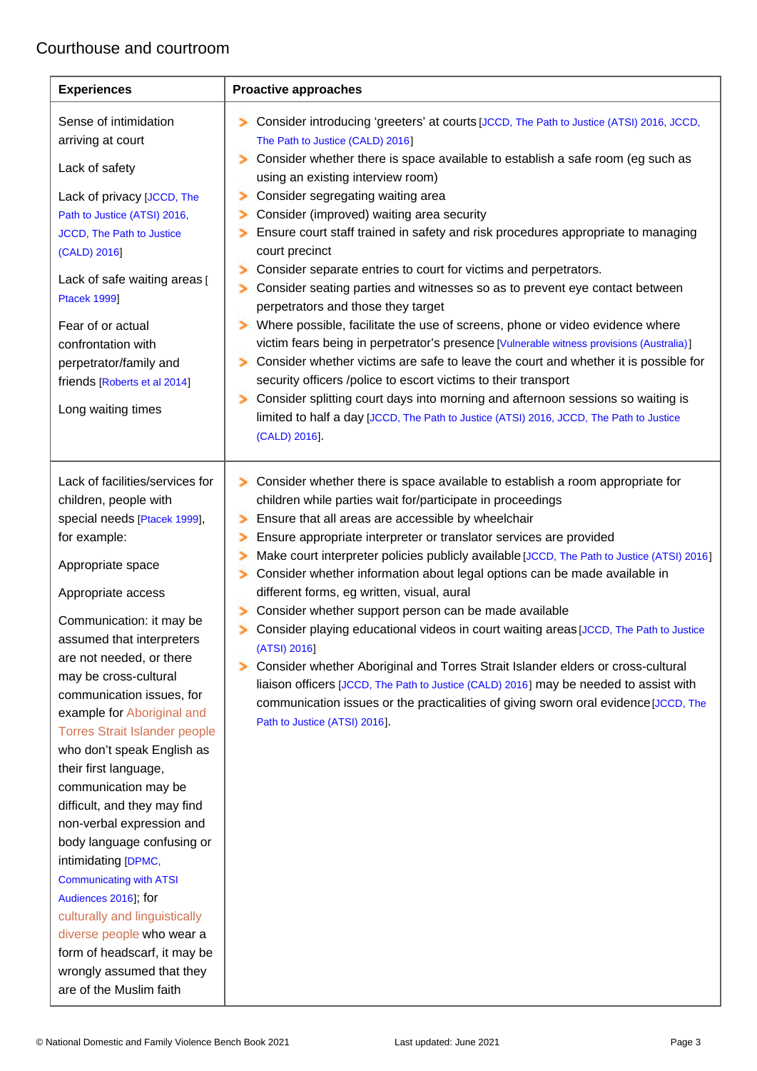## Courthouse and courtroom

| Experiences | Proactive approaches |
|---|---|
| Sense of intimidation arriving at court<br><br>Lack of safety<br><br>Lack of privacy [JCCD, The Path to Justice (ATSI) 2016, JCCD, The Path to Justice (CALD) 2016]<br><br>Lack of safe waiting areas [Ptacek 1999]<br><br>Fear of actual confrontation with perpetrator/family and friends [Roberts et al 2014]<br><br>Long waiting times | - Consider introducing 'greeters' at courts [JCCD, The Path to Justice (ATSI) 2016, JCCD, The Path to Justice (CALD) 2016]<br>- Consider whether there is space available to establish a safe room (eg such as using an existing interview room)<br>- Consider segregating waiting area<br>- Consider (improved) waiting area security<br>- Ensure court staff trained in safety and risk procedures appropriate to managing court precinct<br>- Consider separate entries to court for victims and perpetrators.<br>- Consider seating parties and witnesses so as to prevent eye contact between perpetrators and those they target<br>- Where possible, facilitate the use of screens, phone or video evidence where victim fears being in perpetrator's presence [Vulnerable witness provisions (Australia)]<br>- Consider whether victims are safe to leave the court and whether it is possible for security officers /police to escort victims to their transport<br>- Consider splitting court days into morning and afternoon sessions so waiting is limited to half a day [JCCD, The Path to Justice (ATSI) 2016, JCCD, The Path to Justice (CALD) 2016]. |
| Lack of facilities/services for children, people with special needs [Ptacek 1999], for example:<br><br>Appropriate space<br><br>Appropriate access<br><br>Communication: it may be assumed that interpreters are not needed, or there may be cross-cultural communication issues, for example for Aboriginal and Torres Strait Islander people who don't speak English as their first language, communication may be difficult, and they may find non-verbal expression and body language confusing or intimidating [DPMC, Communicating with ATSI Audiences 2016]; for culturally and linguistically diverse people who wear a form of headscarf, it may be wrongly assumed that they are of the Muslim faith | - Consider whether there is space available to establish a room appropriate for children while parties wait for/participate in proceedings<br>- Ensure that all areas are accessible by wheelchair<br>- Ensure appropriate interpreter or translator services are provided<br>- Make court interpreter policies publicly available [JCCD, The Path to Justice (ATSI) 2016]<br>- Consider whether information about legal options can be made available in different forms, eg written, visual, aural<br>- Consider whether support person can be made available<br>- Consider playing educational videos in court waiting areas [JCCD, The Path to Justice (ATSI) 2016]<br>- Consider whether Aboriginal and Torres Strait Islander elders or cross-cultural liaison officers [JCCD, The Path to Justice (CALD) 2016] may be needed to assist with communication issues or the practicalities of giving sworn oral evidence [JCCD, The Path to Justice (ATSI) 2016]. |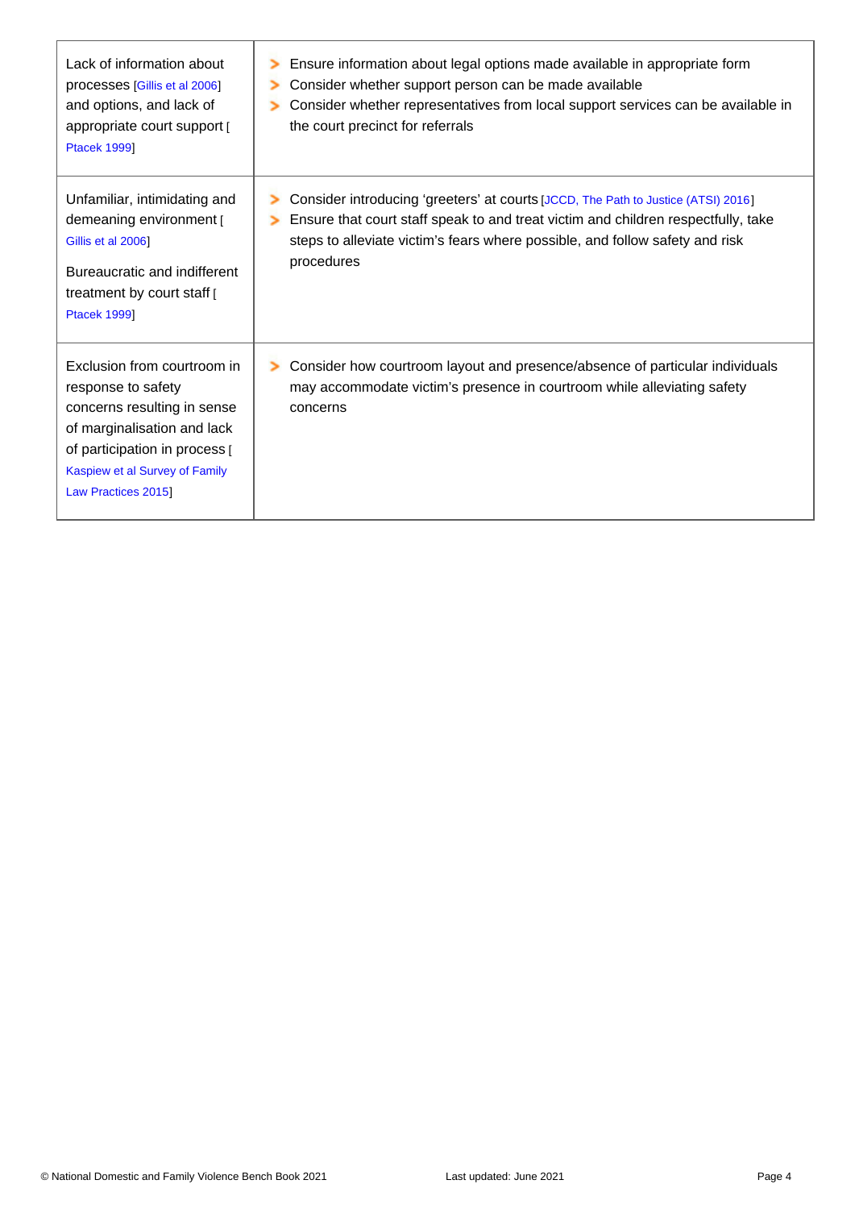| | |
|---|---|
| Lack of information about processes [Gillis et al 2006] and options, and lack of appropriate court support [Ptacek 1999] | > Ensure information about legal options made available in appropriate form<br>> Consider whether support person can be made available<br>> Consider whether representatives from local support services can be available in the court precinct for referrals |
| Unfamiliar, intimidating and demeaning environment [Gillis et al 2006]<br><br>Bureaucratic and indifferent treatment by court staff [Ptacek 1999] | > Consider introducing 'greeters' at courts [JCCD, The Path to Justice (ATSI) 2016]<br>> Ensure that court staff speak to and treat victim and children respectfully, take steps to alleviate victim's fears where possible, and follow safety and risk procedures |
| Exclusion from courtroom in response to safety concerns resulting in sense of marginalisation and lack of participation in process [Kaspiew et al Survey of Family Law Practices 2015] | > Consider how courtroom layout and presence/absence of particular individuals may accommodate victim's presence in courtroom while alleviating safety concerns |